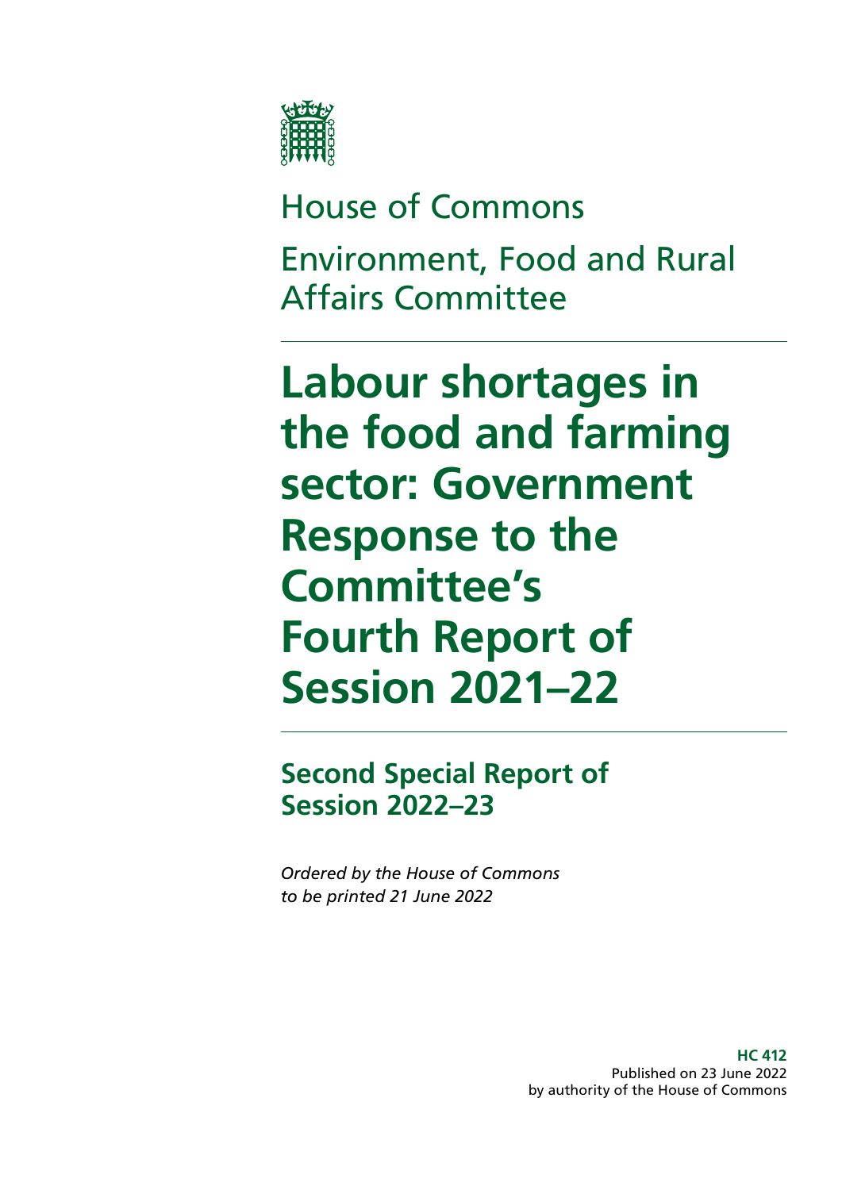House of Commons

Environment, Food and Rural Affairs Committee

# Labour shortages in the food and farming sector: Government Response to the Committee's Fourth Report of Session 2021–22

## Second Special Report of Session 2022–23

*Ordered by the House of Commons to be printed 21 June 2022*

**HC 412**
Published on 23 June 2022
by authority of the House of Commons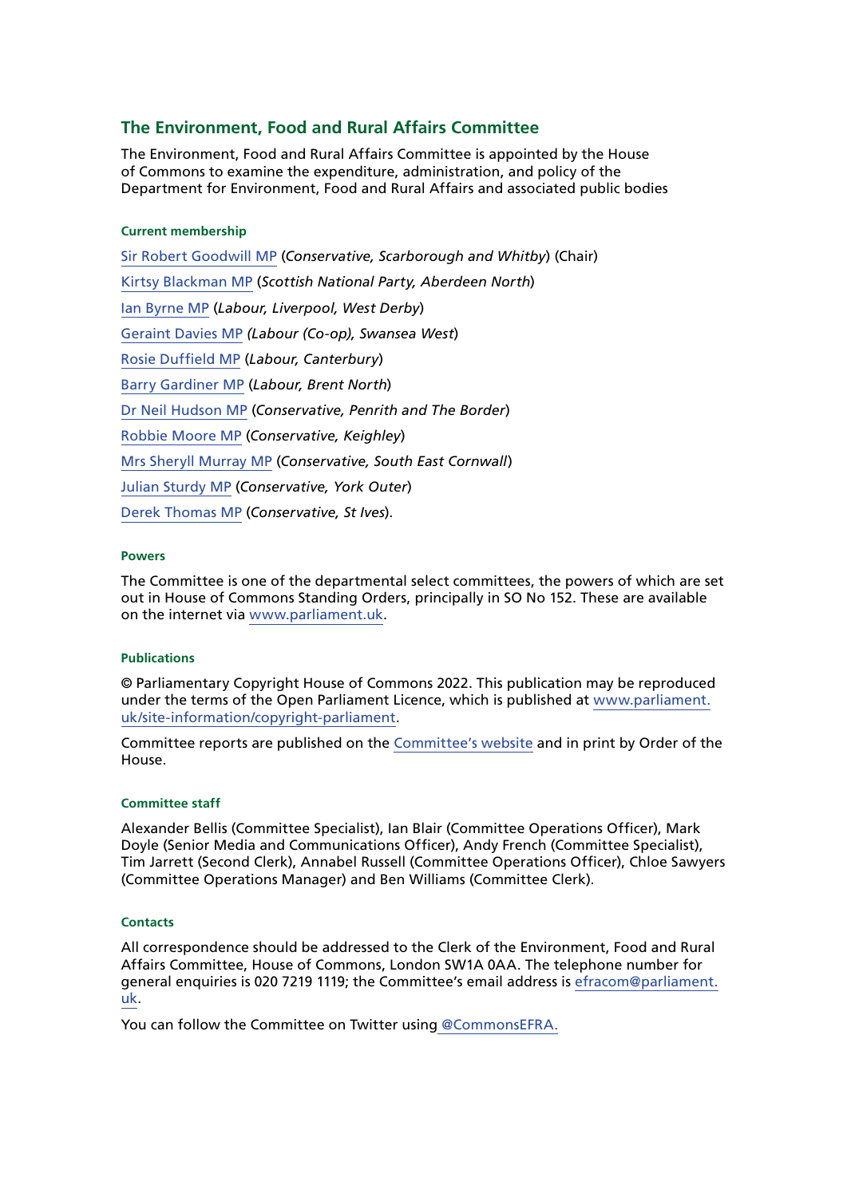## The Environment, Food and Rural Affairs Committee

The Environment, Food and Rural Affairs Committee is appointed by the House of Commons to examine the expenditure, administration, and policy of the Department for Environment, Food and Rural Affairs and associated public bodies

#### Current membership

Sir Robert Goodwill MP (*Conservative, Scarborough and Whitby*) (Chair)

Kirtsy Blackman MP (*Scottish National Party, Aberdeen North*)

Ian Byrne MP (*Labour, Liverpool, West Derby*)

Geraint Davies MP *(Labour (Co-op), Swansea West*)

Rosie Duffield MP (*Labour, Canterbury*)

Barry Gardiner MP (*Labour, Brent North*)

Dr Neil Hudson MP (*Conservative, Penrith and The Border*)

Robbie Moore MP (*Conservative, Keighley*)

Mrs Sheryll Murray MP (*Conservative, South East Cornwall*)

Julian Sturdy MP (*Conservative, York Outer*)

Derek Thomas MP (*Conservative, St Ives*).

#### Powers

The Committee is one of the departmental select committees, the powers of which are set out in House of Commons Standing Orders, principally in SO No 152. These are available on the internet via www.parliament.uk.

#### Publications

© Parliamentary Copyright House of Commons 2022. This publication may be reproduced under the terms of the Open Parliament Licence, which is published at www.parliament.uk/site-information/copyright-parliament.

Committee reports are published on the Committee's website and in print by Order of the House.

#### Committee staff

Alexander Bellis (Committee Specialist), Ian Blair (Committee Operations Officer), Mark Doyle (Senior Media and Communications Officer), Andy French (Committee Specialist), Tim Jarrett (Second Clerk), Annabel Russell (Committee Operations Officer), Chloe Sawyers (Committee Operations Manager) and Ben Williams (Committee Clerk).

#### Contacts

All correspondence should be addressed to the Clerk of the Environment, Food and Rural Affairs Committee, House of Commons, London SW1A 0AA. The telephone number for general enquiries is 020 7219 1119; the Committee's email address is efracom@parliament.uk.

You can follow the Committee on Twitter using @CommonsEFRA.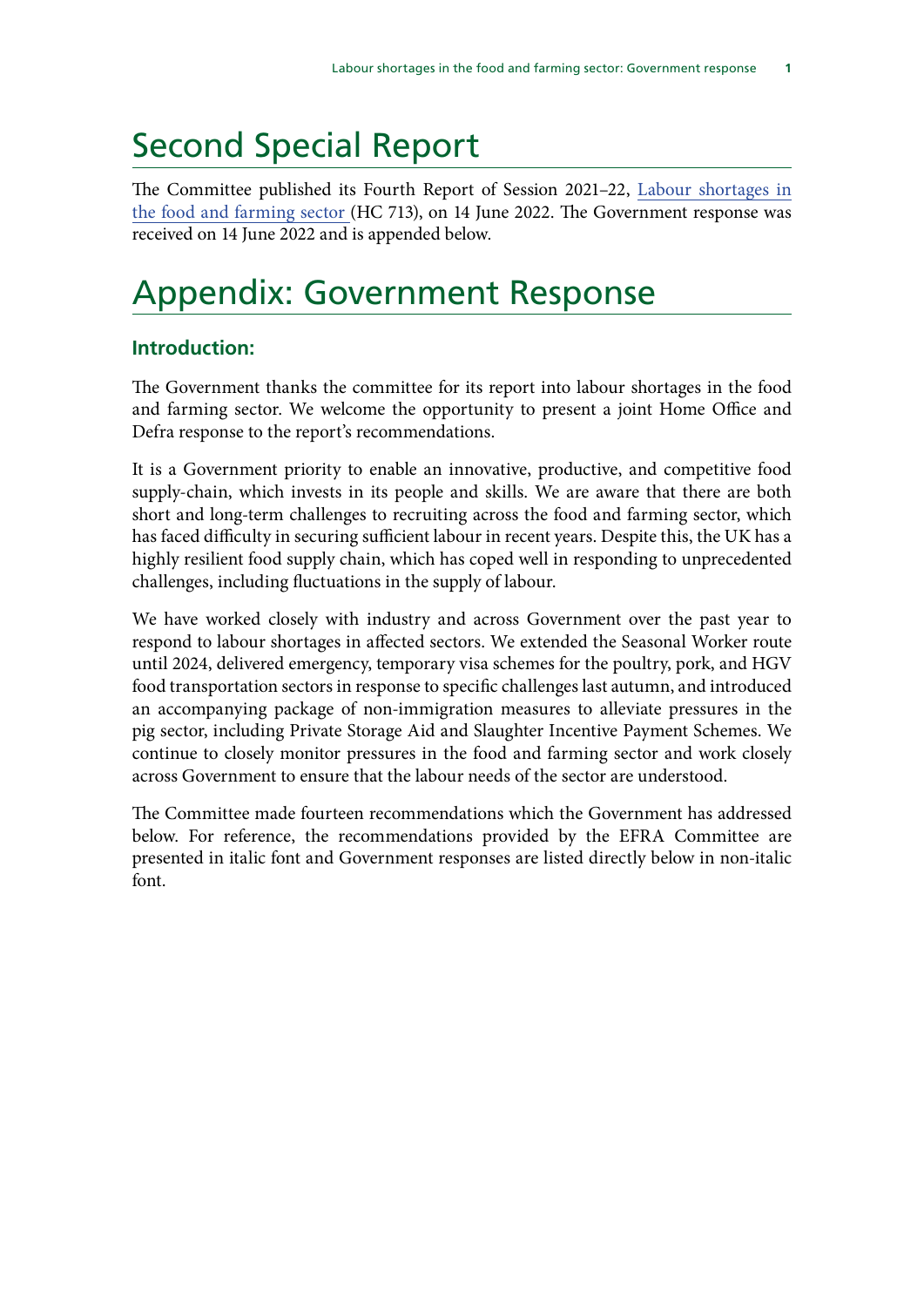# Second Special Report

The Committee published its Fourth Report of Session 2021–22, Labour shortages in the food and farming sector (HC 713), on 14 June 2022. The Government response was received on 14 June 2022 and is appended below.

# Appendix: Government Response

### Introduction:

The Government thanks the committee for its report into labour shortages in the food and farming sector. We welcome the opportunity to present a joint Home Office and Defra response to the report's recommendations.

It is a Government priority to enable an innovative, productive, and competitive food supply-chain, which invests in its people and skills. We are aware that there are both short and long-term challenges to recruiting across the food and farming sector, which has faced difficulty in securing sufficient labour in recent years. Despite this, the UK has a highly resilient food supply chain, which has coped well in responding to unprecedented challenges, including fluctuations in the supply of labour.

We have worked closely with industry and across Government over the past year to respond to labour shortages in affected sectors. We extended the Seasonal Worker route until 2024, delivered emergency, temporary visa schemes for the poultry, pork, and HGV food transportation sectors in response to specific challenges last autumn, and introduced an accompanying package of non-immigration measures to alleviate pressures in the pig sector, including Private Storage Aid and Slaughter Incentive Payment Schemes. We continue to closely monitor pressures in the food and farming sector and work closely across Government to ensure that the labour needs of the sector are understood.

The Committee made fourteen recommendations which the Government has addressed below. For reference, the recommendations provided by the EFRA Committee are presented in italic font and Government responses are listed directly below in non-italic font.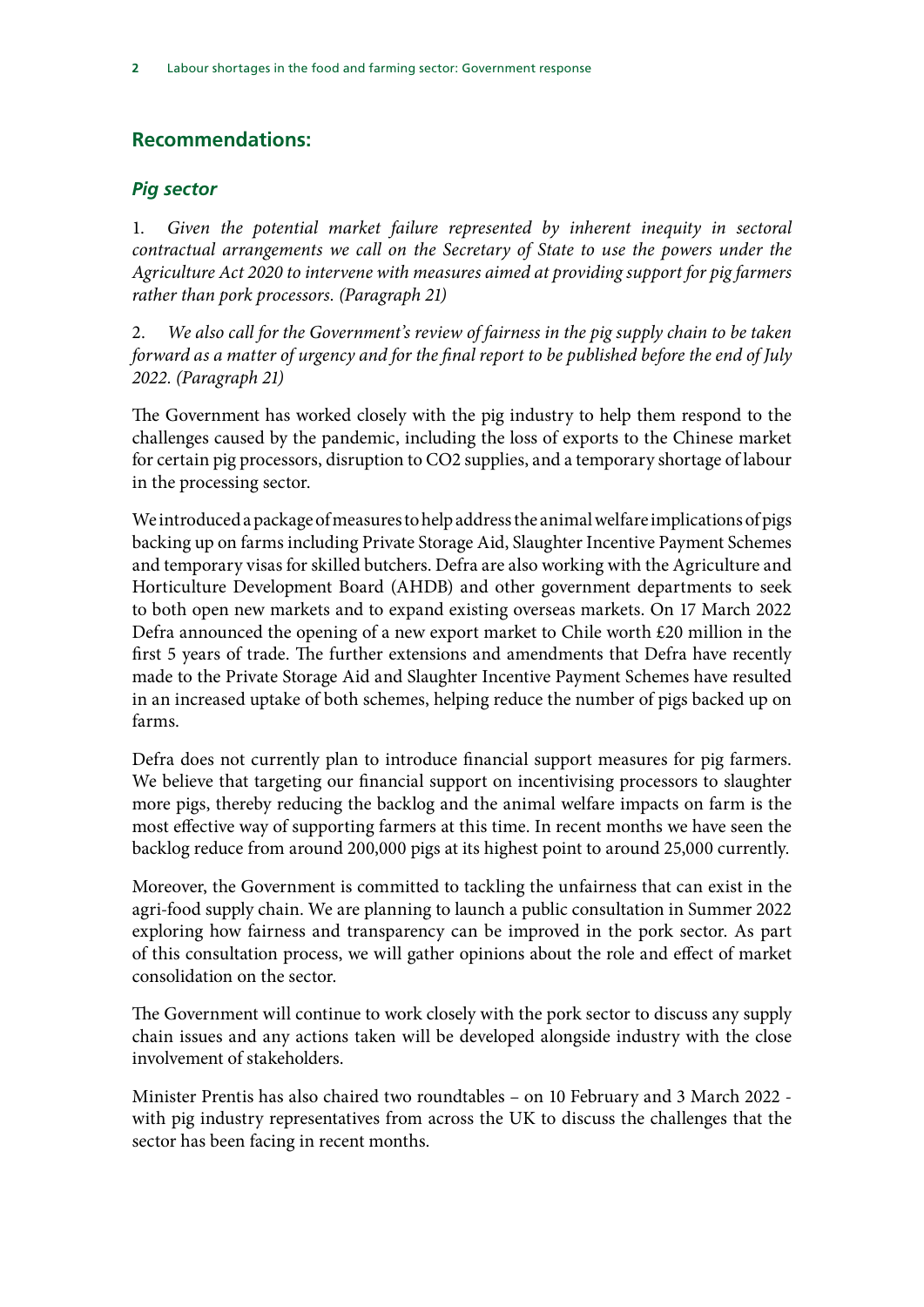## Recommendations:

### *Pig sector*

1. *Given the potential market failure represented by inherent inequity in sectoral contractual arrangements we call on the Secretary of State to use the powers under the Agriculture Act 2020 to intervene with measures aimed at providing support for pig farmers rather than pork processors. (Paragraph 21)*

2. *We also call for the Government's review of fairness in the pig supply chain to be taken forward as a matter of urgency and for the final report to be published before the end of July 2022. (Paragraph 21)*

The Government has worked closely with the pig industry to help them respond to the challenges caused by the pandemic, including the loss of exports to the Chinese market for certain pig processors, disruption to CO2 supplies, and a temporary shortage of labour in the processing sector.

We introduced a package of measures to help address the animal welfare implications of pigs backing up on farms including Private Storage Aid, Slaughter Incentive Payment Schemes and temporary visas for skilled butchers. Defra are also working with the Agriculture and Horticulture Development Board (AHDB) and other government departments to seek to both open new markets and to expand existing overseas markets. On 17 March 2022 Defra announced the opening of a new export market to Chile worth £20 million in the first 5 years of trade. The further extensions and amendments that Defra have recently made to the Private Storage Aid and Slaughter Incentive Payment Schemes have resulted in an increased uptake of both schemes, helping reduce the number of pigs backed up on farms.

Defra does not currently plan to introduce financial support measures for pig farmers. We believe that targeting our financial support on incentivising processors to slaughter more pigs, thereby reducing the backlog and the animal welfare impacts on farm is the most effective way of supporting farmers at this time. In recent months we have seen the backlog reduce from around 200,000 pigs at its highest point to around 25,000 currently.

Moreover, the Government is committed to tackling the unfairness that can exist in the agri-food supply chain. We are planning to launch a public consultation in Summer 2022 exploring how fairness and transparency can be improved in the pork sector. As part of this consultation process, we will gather opinions about the role and effect of market consolidation on the sector.

The Government will continue to work closely with the pork sector to discuss any supply chain issues and any actions taken will be developed alongside industry with the close involvement of stakeholders.

Minister Prentis has also chaired two roundtables – on 10 February and 3 March 2022 - with pig industry representatives from across the UK to discuss the challenges that the sector has been facing in recent months.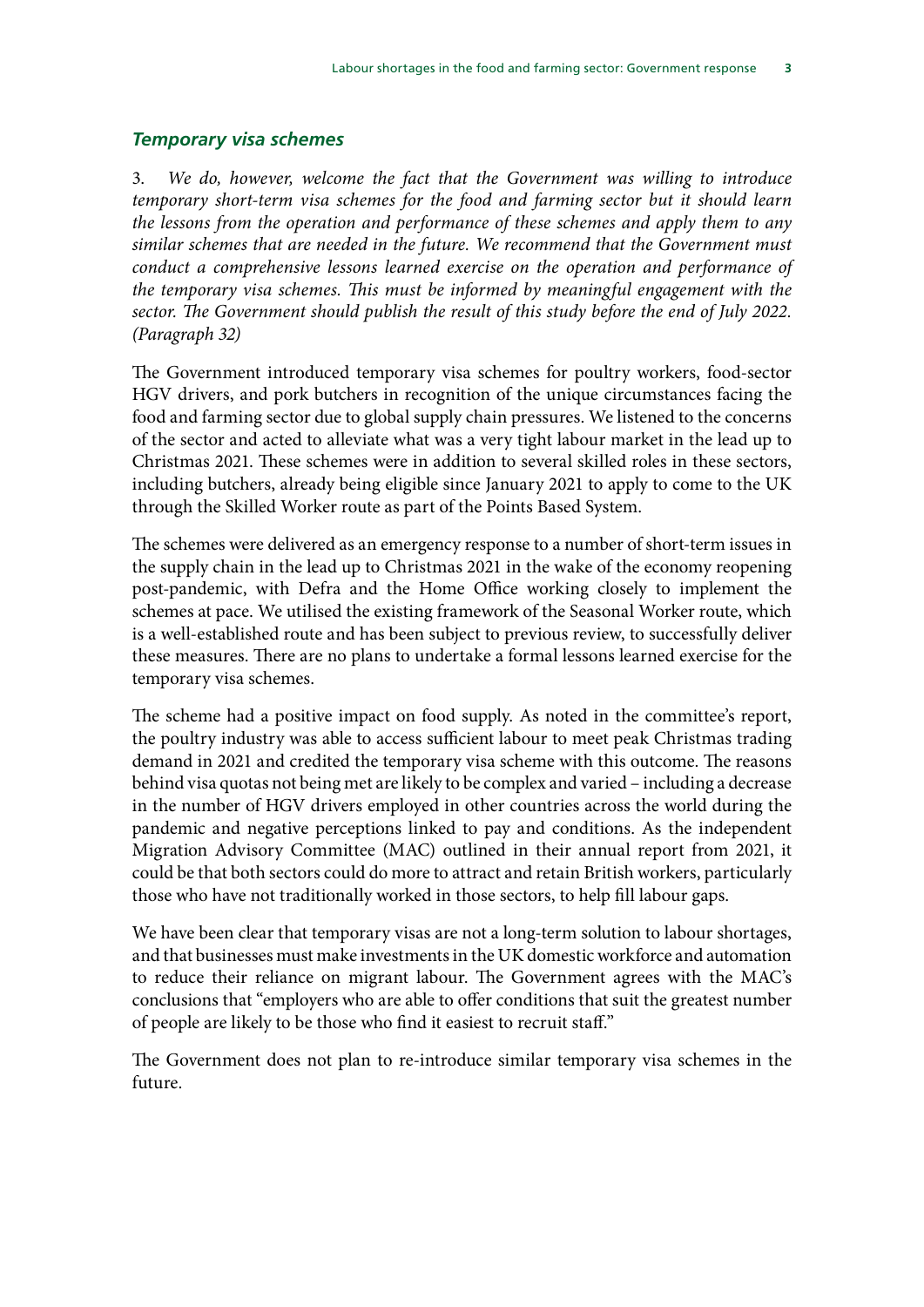### *Temporary visa schemes*

3. *We do, however, welcome the fact that the Government was willing to introduce temporary short-term visa schemes for the food and farming sector but it should learn the lessons from the operation and performance of these schemes and apply them to any similar schemes that are needed in the future. We recommend that the Government must conduct a comprehensive lessons learned exercise on the operation and performance of the temporary visa schemes. This must be informed by meaningful engagement with the sector. The Government should publish the result of this study before the end of July 2022. (Paragraph 32)*

The Government introduced temporary visa schemes for poultry workers, food-sector HGV drivers, and pork butchers in recognition of the unique circumstances facing the food and farming sector due to global supply chain pressures. We listened to the concerns of the sector and acted to alleviate what was a very tight labour market in the lead up to Christmas 2021. These schemes were in addition to several skilled roles in these sectors, including butchers, already being eligible since January 2021 to apply to come to the UK through the Skilled Worker route as part of the Points Based System.

The schemes were delivered as an emergency response to a number of short-term issues in the supply chain in the lead up to Christmas 2021 in the wake of the economy reopening post-pandemic, with Defra and the Home Office working closely to implement the schemes at pace. We utilised the existing framework of the Seasonal Worker route, which is a well-established route and has been subject to previous review, to successfully deliver these measures. There are no plans to undertake a formal lessons learned exercise for the temporary visa schemes.

The scheme had a positive impact on food supply. As noted in the committee's report, the poultry industry was able to access sufficient labour to meet peak Christmas trading demand in 2021 and credited the temporary visa scheme with this outcome. The reasons behind visa quotas not being met are likely to be complex and varied – including a decrease in the number of HGV drivers employed in other countries across the world during the pandemic and negative perceptions linked to pay and conditions. As the independent Migration Advisory Committee (MAC) outlined in their annual report from 2021, it could be that both sectors could do more to attract and retain British workers, particularly those who have not traditionally worked in those sectors, to help fill labour gaps.

We have been clear that temporary visas are not a long-term solution to labour shortages, and that businesses must make investments in the UK domestic workforce and automation to reduce their reliance on migrant labour. The Government agrees with the MAC's conclusions that "employers who are able to offer conditions that suit the greatest number of people are likely to be those who find it easiest to recruit staff."

The Government does not plan to re-introduce similar temporary visa schemes in the future.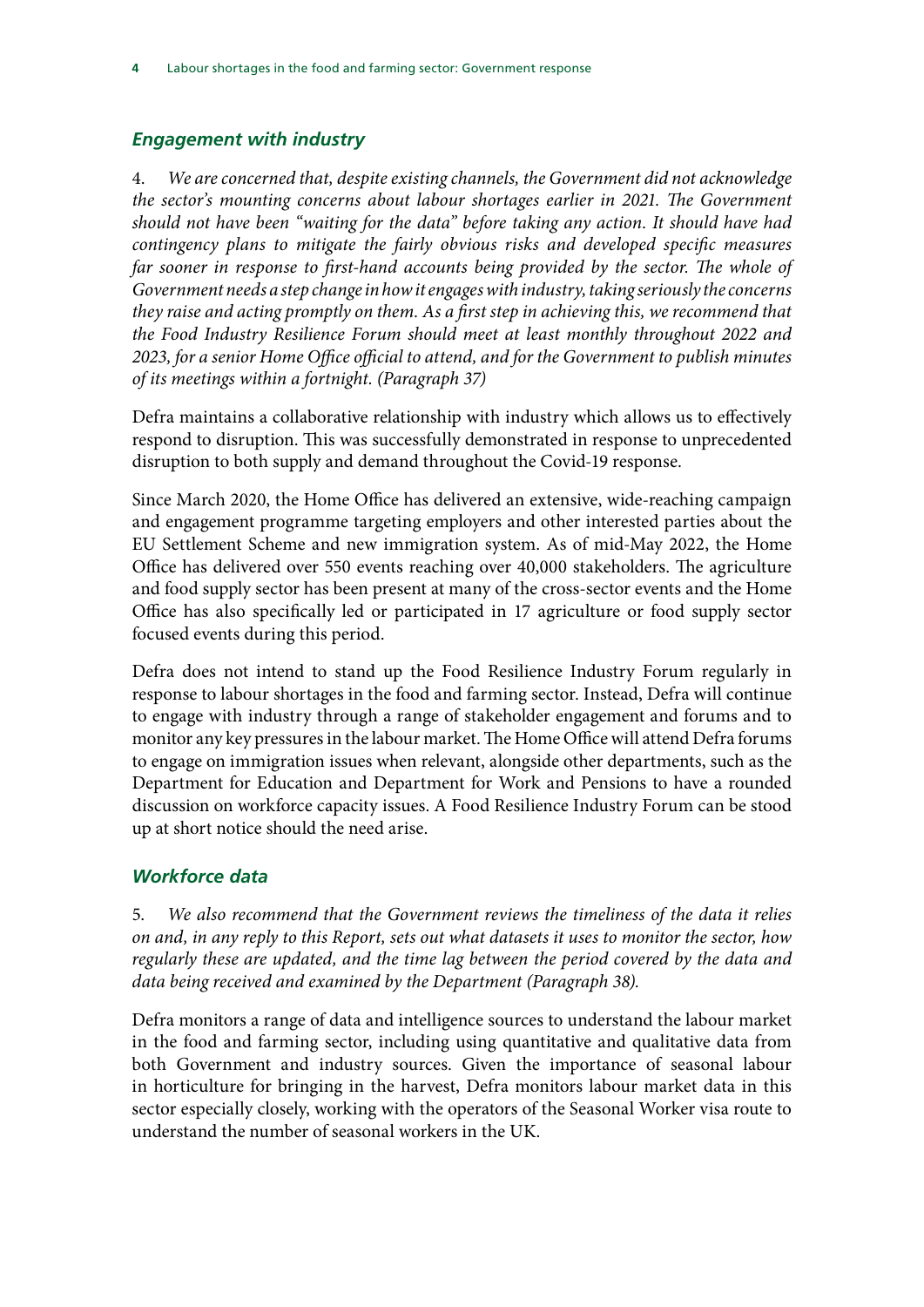### *Engagement with industry*

4. *We are concerned that, despite existing channels, the Government did not acknowledge the sector's mounting concerns about labour shortages earlier in 2021. The Government should not have been "waiting for the data" before taking any action. It should have had contingency plans to mitigate the fairly obvious risks and developed specific measures far sooner in response to first-hand accounts being provided by the sector. The whole of Government needs a step change in how it engages with industry, taking seriously the concerns they raise and acting promptly on them. As a first step in achieving this, we recommend that the Food Industry Resilience Forum should meet at least monthly throughout 2022 and 2023, for a senior Home Office official to attend, and for the Government to publish minutes of its meetings within a fortnight. (Paragraph 37)*

Defra maintains a collaborative relationship with industry which allows us to effectively respond to disruption. This was successfully demonstrated in response to unprecedented disruption to both supply and demand throughout the Covid-19 response.

Since March 2020, the Home Office has delivered an extensive, wide-reaching campaign and engagement programme targeting employers and other interested parties about the EU Settlement Scheme and new immigration system. As of mid-May 2022, the Home Office has delivered over 550 events reaching over 40,000 stakeholders. The agriculture and food supply sector has been present at many of the cross-sector events and the Home Office has also specifically led or participated in 17 agriculture or food supply sector focused events during this period.

Defra does not intend to stand up the Food Resilience Industry Forum regularly in response to labour shortages in the food and farming sector. Instead, Defra will continue to engage with industry through a range of stakeholder engagement and forums and to monitor any key pressures in the labour market. The Home Office will attend Defra forums to engage on immigration issues when relevant, alongside other departments, such as the Department for Education and Department for Work and Pensions to have a rounded discussion on workforce capacity issues. A Food Resilience Industry Forum can be stood up at short notice should the need arise.

### *Workforce data*

5. *We also recommend that the Government reviews the timeliness of the data it relies on and, in any reply to this Report, sets out what datasets it uses to monitor the sector, how regularly these are updated, and the time lag between the period covered by the data and data being received and examined by the Department (Paragraph 38).*

Defra monitors a range of data and intelligence sources to understand the labour market in the food and farming sector, including using quantitative and qualitative data from both Government and industry sources. Given the importance of seasonal labour in horticulture for bringing in the harvest, Defra monitors labour market data in this sector especially closely, working with the operators of the Seasonal Worker visa route to understand the number of seasonal workers in the UK.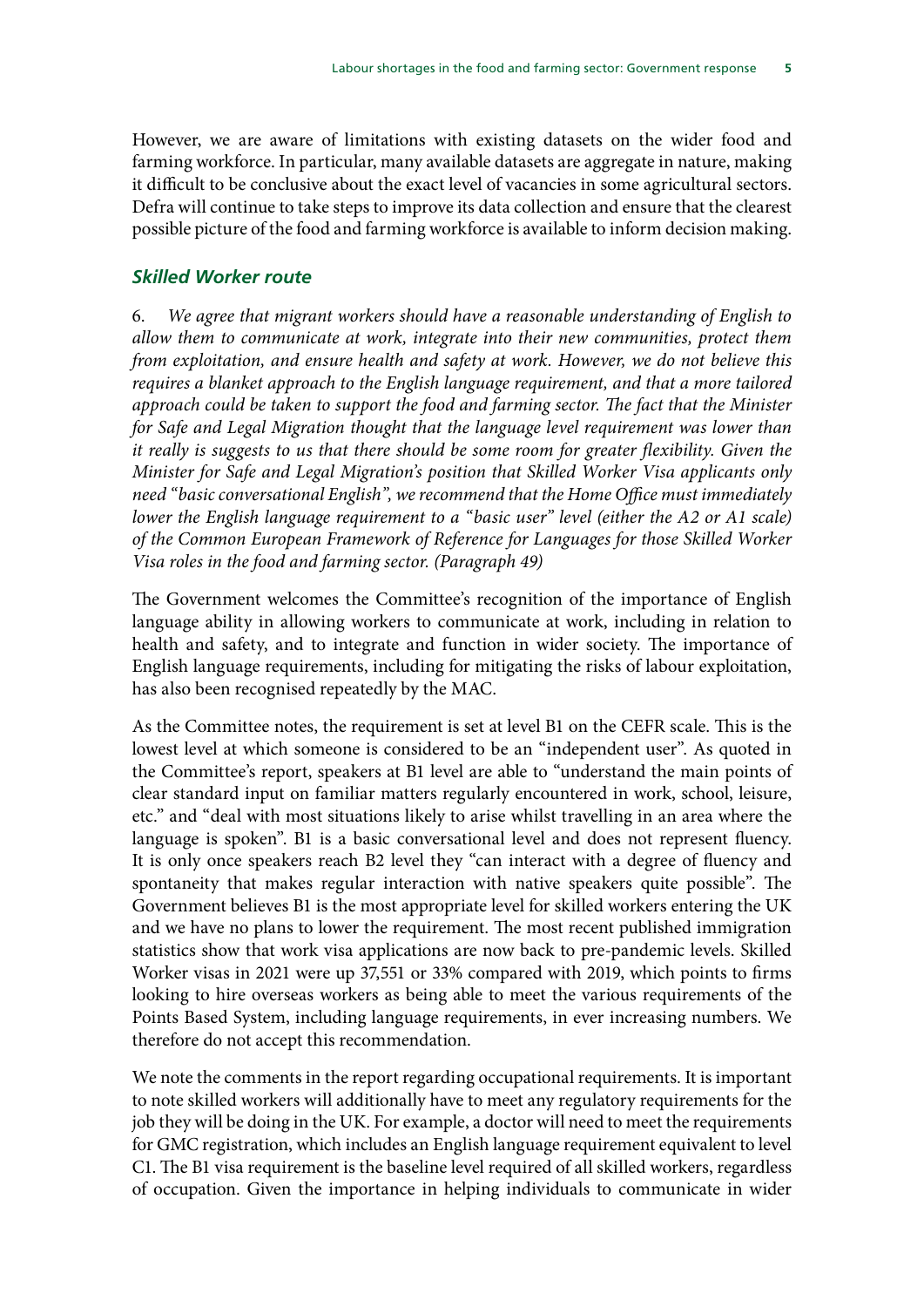However, we are aware of limitations with existing datasets on the wider food and farming workforce. In particular, many available datasets are aggregate in nature, making it difficult to be conclusive about the exact level of vacancies in some agricultural sectors. Defra will continue to take steps to improve its data collection and ensure that the clearest possible picture of the food and farming workforce is available to inform decision making.

### *Skilled Worker route*

6. *We agree that migrant workers should have a reasonable understanding of English to allow them to communicate at work, integrate into their new communities, protect them from exploitation, and ensure health and safety at work. However, we do not believe this requires a blanket approach to the English language requirement, and that a more tailored approach could be taken to support the food and farming sector. The fact that the Minister for Safe and Legal Migration thought that the language level requirement was lower than it really is suggests to us that there should be some room for greater flexibility. Given the Minister for Safe and Legal Migration's position that Skilled Worker Visa applicants only need "basic conversational English", we recommend that the Home Office must immediately lower the English language requirement to a "basic user" level (either the A2 or A1 scale) of the Common European Framework of Reference for Languages for those Skilled Worker Visa roles in the food and farming sector. (Paragraph 49)*

The Government welcomes the Committee's recognition of the importance of English language ability in allowing workers to communicate at work, including in relation to health and safety, and to integrate and function in wider society. The importance of English language requirements, including for mitigating the risks of labour exploitation, has also been recognised repeatedly by the MAC.

As the Committee notes, the requirement is set at level B1 on the CEFR scale. This is the lowest level at which someone is considered to be an "independent user". As quoted in the Committee's report, speakers at B1 level are able to "understand the main points of clear standard input on familiar matters regularly encountered in work, school, leisure, etc." and "deal with most situations likely to arise whilst travelling in an area where the language is spoken". B1 is a basic conversational level and does not represent fluency. It is only once speakers reach B2 level they "can interact with a degree of fluency and spontaneity that makes regular interaction with native speakers quite possible". The Government believes B1 is the most appropriate level for skilled workers entering the UK and we have no plans to lower the requirement. The most recent published immigration statistics show that work visa applications are now back to pre-pandemic levels. Skilled Worker visas in 2021 were up 37,551 or 33% compared with 2019, which points to firms looking to hire overseas workers as being able to meet the various requirements of the Points Based System, including language requirements, in ever increasing numbers. We therefore do not accept this recommendation.

We note the comments in the report regarding occupational requirements. It is important to note skilled workers will additionally have to meet any regulatory requirements for the job they will be doing in the UK. For example, a doctor will need to meet the requirements for GMC registration, which includes an English language requirement equivalent to level C1. The B1 visa requirement is the baseline level required of all skilled workers, regardless of occupation. Given the importance in helping individuals to communicate in wider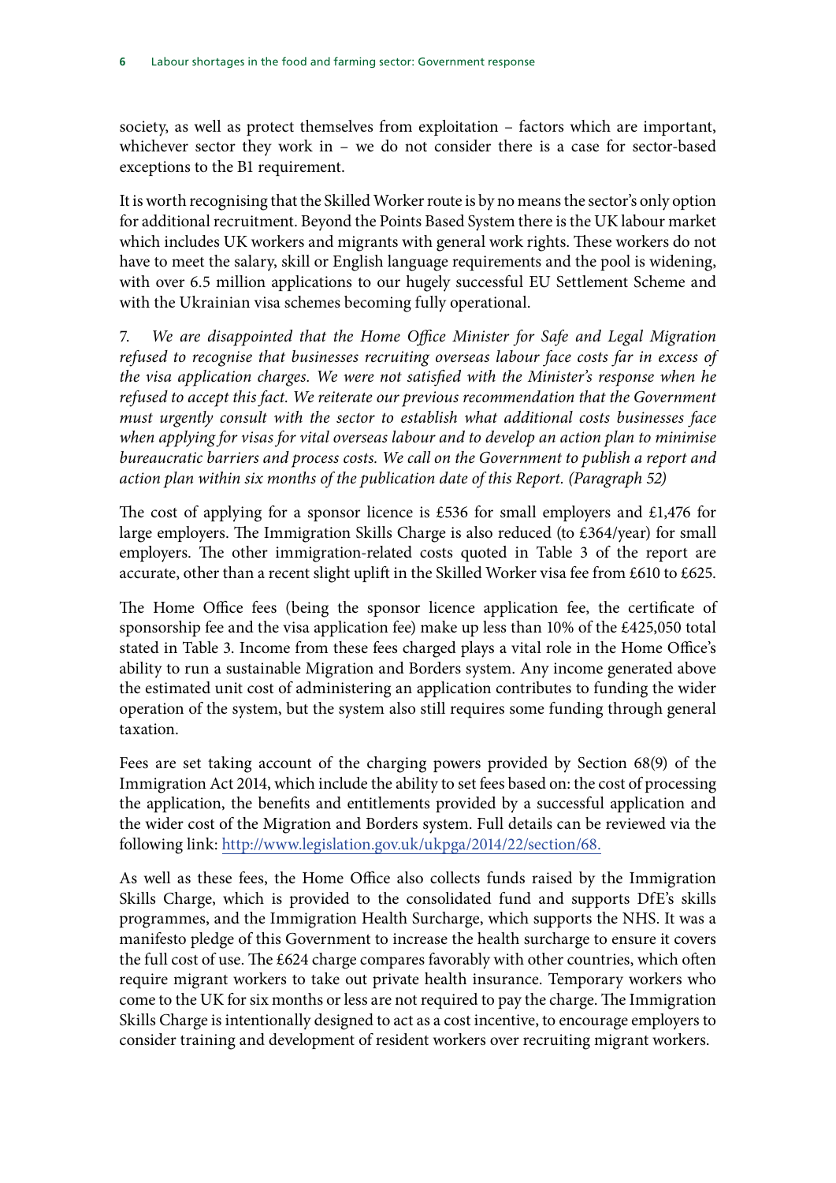society, as well as protect themselves from exploitation – factors which are important, whichever sector they work in – we do not consider there is a case for sector-based exceptions to the B1 requirement.

It is worth recognising that the Skilled Worker route is by no means the sector's only option for additional recruitment. Beyond the Points Based System there is the UK labour market which includes UK workers and migrants with general work rights. These workers do not have to meet the salary, skill or English language requirements and the pool is widening, with over 6.5 million applications to our hugely successful EU Settlement Scheme and with the Ukrainian visa schemes becoming fully operational.

7. *We are disappointed that the Home Office Minister for Safe and Legal Migration refused to recognise that businesses recruiting overseas labour face costs far in excess of the visa application charges. We were not satisfied with the Minister's response when he refused to accept this fact. We reiterate our previous recommendation that the Government must urgently consult with the sector to establish what additional costs businesses face when applying for visas for vital overseas labour and to develop an action plan to minimise bureaucratic barriers and process costs. We call on the Government to publish a report and action plan within six months of the publication date of this Report. (Paragraph 52)*

The cost of applying for a sponsor licence is £536 for small employers and £1,476 for large employers. The Immigration Skills Charge is also reduced (to £364/year) for small employers. The other immigration-related costs quoted in Table 3 of the report are accurate, other than a recent slight uplift in the Skilled Worker visa fee from £610 to £625.

The Home Office fees (being the sponsor licence application fee, the certificate of sponsorship fee and the visa application fee) make up less than 10% of the £425,050 total stated in Table 3. Income from these fees charged plays a vital role in the Home Office's ability to run a sustainable Migration and Borders system. Any income generated above the estimated unit cost of administering an application contributes to funding the wider operation of the system, but the system also still requires some funding through general taxation.

Fees are set taking account of the charging powers provided by Section 68(9) of the Immigration Act 2014, which include the ability to set fees based on: the cost of processing the application, the benefits and entitlements provided by a successful application and the wider cost of the Migration and Borders system. Full details can be reviewed via the following link: http://www.legislation.gov.uk/ukpga/2014/22/section/68.

As well as these fees, the Home Office also collects funds raised by the Immigration Skills Charge, which is provided to the consolidated fund and supports DfE's skills programmes, and the Immigration Health Surcharge, which supports the NHS. It was a manifesto pledge of this Government to increase the health surcharge to ensure it covers the full cost of use. The £624 charge compares favorably with other countries, which often require migrant workers to take out private health insurance. Temporary workers who come to the UK for six months or less are not required to pay the charge. The Immigration Skills Charge is intentionally designed to act as a cost incentive, to encourage employers to consider training and development of resident workers over recruiting migrant workers.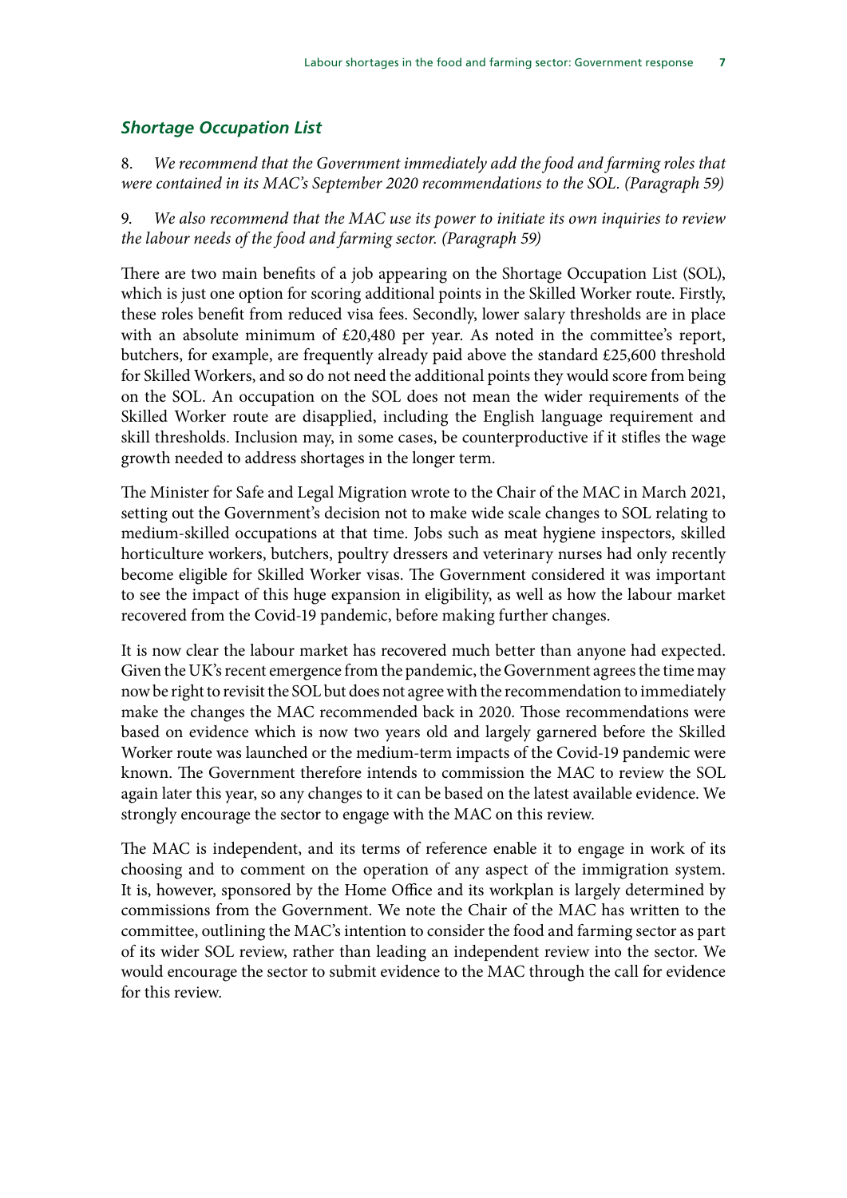### *Shortage Occupation List*

8. *We recommend that the Government immediately add the food and farming roles that were contained in its MAC's September 2020 recommendations to the SOL. (Paragraph 59)*

9. *We also recommend that the MAC use its power to initiate its own inquiries to review the labour needs of the food and farming sector. (Paragraph 59)*

There are two main benefits of a job appearing on the Shortage Occupation List (SOL), which is just one option for scoring additional points in the Skilled Worker route. Firstly, these roles benefit from reduced visa fees. Secondly, lower salary thresholds are in place with an absolute minimum of £20,480 per year. As noted in the committee's report, butchers, for example, are frequently already paid above the standard £25,600 threshold for Skilled Workers, and so do not need the additional points they would score from being on the SOL. An occupation on the SOL does not mean the wider requirements of the Skilled Worker route are disapplied, including the English language requirement and skill thresholds. Inclusion may, in some cases, be counterproductive if it stifles the wage growth needed to address shortages in the longer term.

The Minister for Safe and Legal Migration wrote to the Chair of the MAC in March 2021, setting out the Government's decision not to make wide scale changes to SOL relating to medium-skilled occupations at that time. Jobs such as meat hygiene inspectors, skilled horticulture workers, butchers, poultry dressers and veterinary nurses had only recently become eligible for Skilled Worker visas. The Government considered it was important to see the impact of this huge expansion in eligibility, as well as how the labour market recovered from the Covid-19 pandemic, before making further changes.

It is now clear the labour market has recovered much better than anyone had expected. Given the UK's recent emergence from the pandemic, the Government agrees the time may now be right to revisit the SOL but does not agree with the recommendation to immediately make the changes the MAC recommended back in 2020. Those recommendations were based on evidence which is now two years old and largely garnered before the Skilled Worker route was launched or the medium-term impacts of the Covid-19 pandemic were known. The Government therefore intends to commission the MAC to review the SOL again later this year, so any changes to it can be based on the latest available evidence. We strongly encourage the sector to engage with the MAC on this review.

The MAC is independent, and its terms of reference enable it to engage in work of its choosing and to comment on the operation of any aspect of the immigration system. It is, however, sponsored by the Home Office and its workplan is largely determined by commissions from the Government. We note the Chair of the MAC has written to the committee, outlining the MAC's intention to consider the food and farming sector as part of its wider SOL review, rather than leading an independent review into the sector. We would encourage the sector to submit evidence to the MAC through the call for evidence for this review.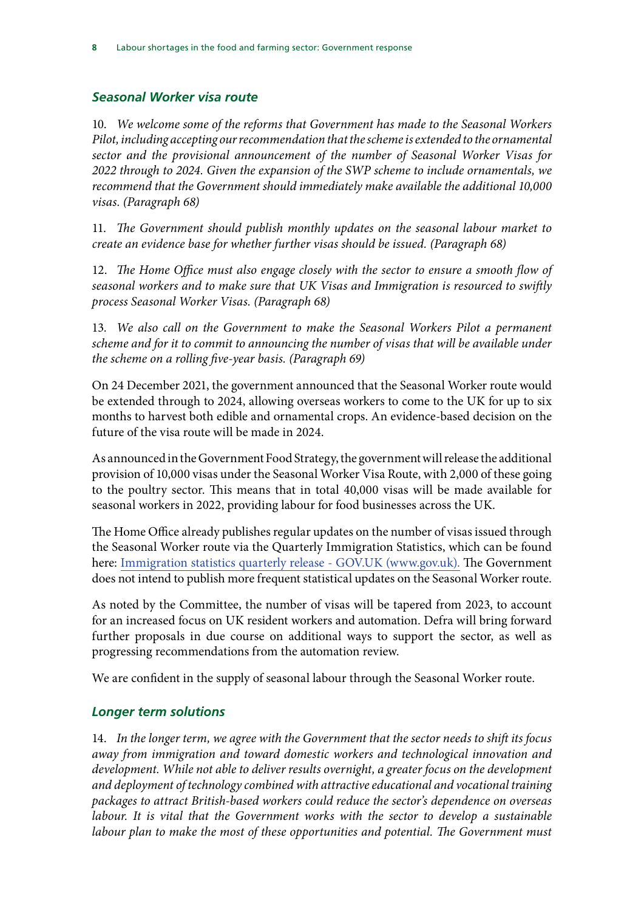### *Seasonal Worker visa route*

10. *We welcome some of the reforms that Government has made to the Seasonal Workers Pilot, including accepting our recommendation that the scheme is extended to the ornamental sector and the provisional announcement of the number of Seasonal Worker Visas for 2022 through to 2024. Given the expansion of the SWP scheme to include ornamentals, we recommend that the Government should immediately make available the additional 10,000 visas. (Paragraph 68)*

11. *The Government should publish monthly updates on the seasonal labour market to create an evidence base for whether further visas should be issued. (Paragraph 68)*

12. *The Home Office must also engage closely with the sector to ensure a smooth flow of seasonal workers and to make sure that UK Visas and Immigration is resourced to swiftly process Seasonal Worker Visas. (Paragraph 68)*

13. *We also call on the Government to make the Seasonal Workers Pilot a permanent scheme and for it to commit to announcing the number of visas that will be available under the scheme on a rolling five-year basis. (Paragraph 69)*

On 24 December 2021, the government announced that the Seasonal Worker route would be extended through to 2024, allowing overseas workers to come to the UK for up to six months to harvest both edible and ornamental crops. An evidence-based decision on the future of the visa route will be made in 2024.

As announced in the Government Food Strategy, the government will release the additional provision of 10,000 visas under the Seasonal Worker Visa Route, with 2,000 of these going to the poultry sector. This means that in total 40,000 visas will be made available for seasonal workers in 2022, providing labour for food businesses across the UK.

The Home Office already publishes regular updates on the number of visas issued through the Seasonal Worker route via the Quarterly Immigration Statistics, which can be found here: [Immigration statistics quarterly release - GOV.UK (www.gov.uk).](https://www.gov.uk) The Government does not intend to publish more frequent statistical updates on the Seasonal Worker route.

As noted by the Committee, the number of visas will be tapered from 2023, to account for an increased focus on UK resident workers and automation. Defra will bring forward further proposals in due course on additional ways to support the sector, as well as progressing recommendations from the automation review.

We are confident in the supply of seasonal labour through the Seasonal Worker route.

### *Longer term solutions*

14. *In the longer term, we agree with the Government that the sector needs to shift its focus away from immigration and toward domestic workers and technological innovation and development. While not able to deliver results overnight, a greater focus on the development and deployment of technology combined with attractive educational and vocational training packages to attract British-based workers could reduce the sector's dependence on overseas labour. It is vital that the Government works with the sector to develop a sustainable labour plan to make the most of these opportunities and potential. The Government must*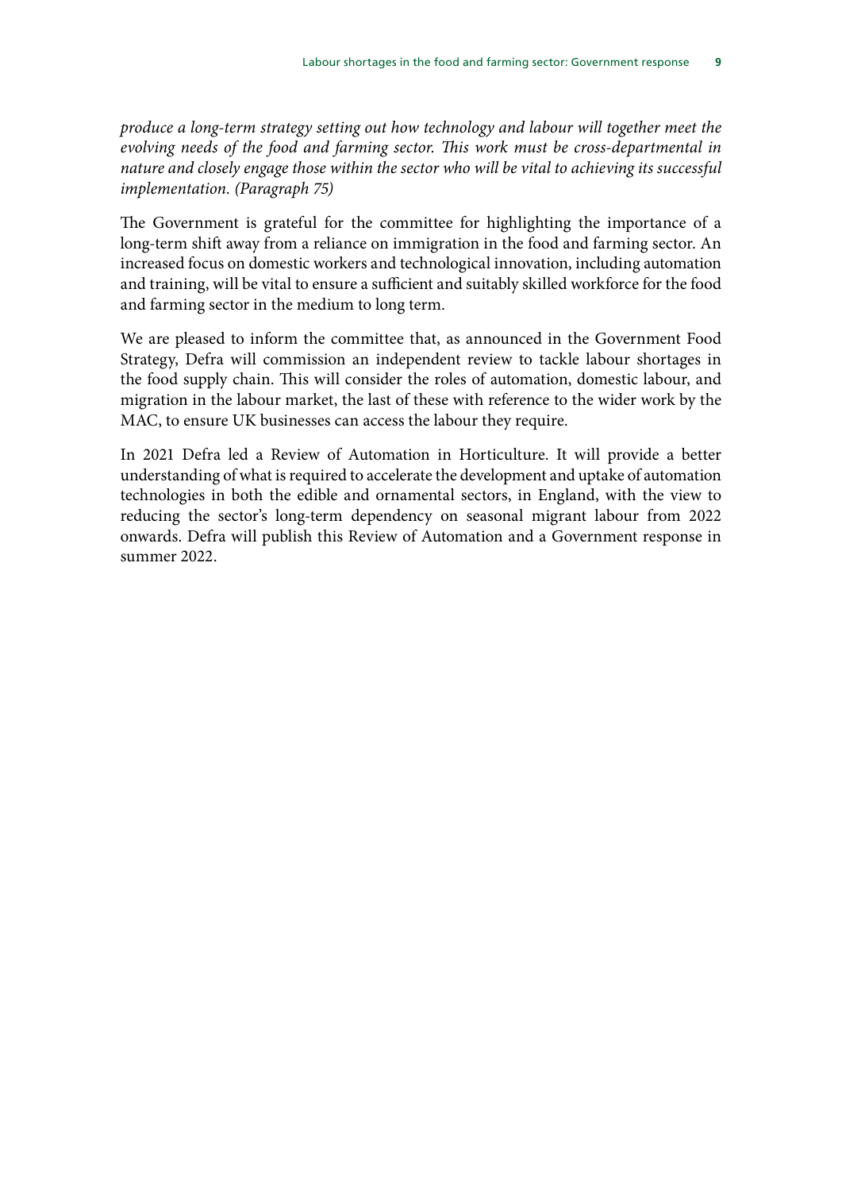*produce a long-term strategy setting out how technology and labour will together meet the evolving needs of the food and farming sector. This work must be cross-departmental in nature and closely engage those within the sector who will be vital to achieving its successful implementation. (Paragraph 75)*

The Government is grateful for the committee for highlighting the importance of a long-term shift away from a reliance on immigration in the food and farming sector. An increased focus on domestic workers and technological innovation, including automation and training, will be vital to ensure a sufficient and suitably skilled workforce for the food and farming sector in the medium to long term.

We are pleased to inform the committee that, as announced in the Government Food Strategy, Defra will commission an independent review to tackle labour shortages in the food supply chain. This will consider the roles of automation, domestic labour, and migration in the labour market, the last of these with reference to the wider work by the MAC, to ensure UK businesses can access the labour they require.

In 2021 Defra led a Review of Automation in Horticulture. It will provide a better understanding of what is required to accelerate the development and uptake of automation technologies in both the edible and ornamental sectors, in England, with the view to reducing the sector's long-term dependency on seasonal migrant labour from 2022 onwards. Defra will publish this Review of Automation and a Government response in summer 2022.